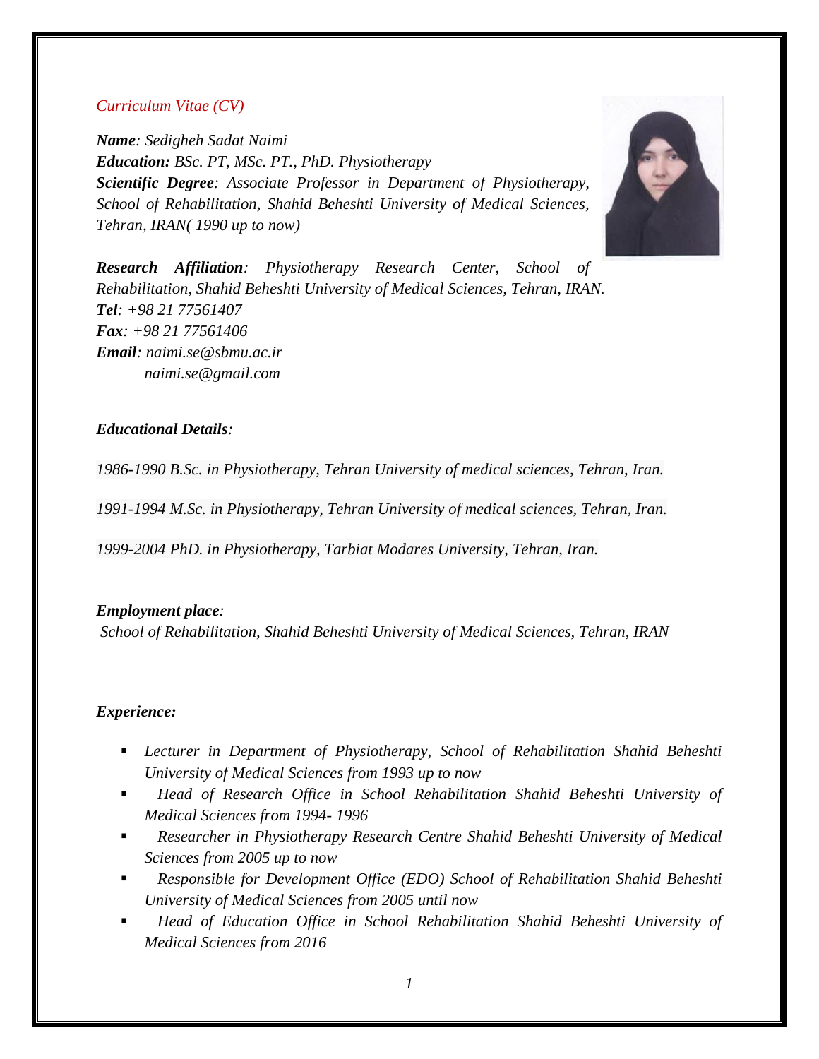*Curriculum Vitae (CV)*

***Name**: Sedigheh Sadat Naimi*
***Education:** BSc. PT, MSc. PT., PhD. Physiotherapy*
***Scientific Degree**: Associate Professor in Department of Physiotherapy, School of Rehabilitation, Shahid Beheshti University of Medical Sciences, Tehran, IRAN( 1990 up to now)*

***Research Affiliation**: Physiotherapy Research Center, School of Rehabilitation, Shahid Beheshti University of Medical Sciences, Tehran, IRAN.*
***Tel**: +98 21 77561407*
***Fax**: +98 21 77561406*
***Email**: naimi.se@sbmu.ac.ir*
*naimi.se@gmail.com*

***Educational Details**:*

*1986-1990 B.Sc. in Physiotherapy, Tehran University of medical sciences, Tehran, Iran.*

*1991-1994 M.Sc. in Physiotherapy, Tehran University of medical sciences, Tehran, Iran.*

*1999-2004 PhD. in Physiotherapy, Tarbiat Modares University, Tehran, Iran.*

***Employment place**:*
*School of Rehabilitation, Shahid Beheshti University of Medical Sciences, Tehran, IRAN*

***Experience:***

- *Lecturer in Department of Physiotherapy, School of Rehabilitation Shahid Beheshti University of Medical Sciences from 1993 up to now*
- *Head of Research Office in School Rehabilitation Shahid Beheshti University of Medical Sciences from 1994- 1996*
- *Researcher in Physiotherapy Research Centre Shahid Beheshti University of Medical Sciences from 2005 up to now*
- *Responsible for Development Office (EDO) School of Rehabilitation Shahid Beheshti University of Medical Sciences from 2005 until now*
- *Head of Education Office in School Rehabilitation Shahid Beheshti University of Medical Sciences from 2016*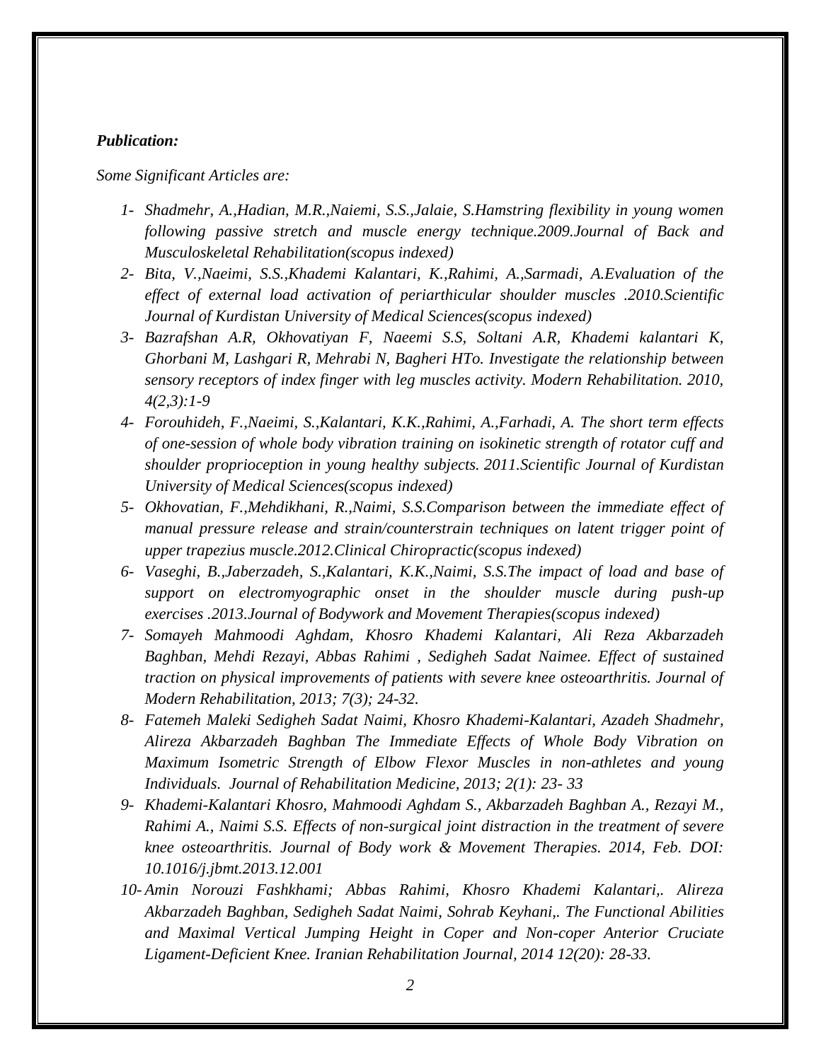***Publication:***

*Some Significant Articles are:*

1- *Shadmehr, A.,Hadian, M.R.,Naiemi, S.S.,Jalaie, S.Hamstring flexibility in young women following passive stretch and muscle energy technique.2009.Journal of Back and Musculoskeletal Rehabilitation(scopus indexed)*
2- *Bita, V.,Naeimi, S.S.,Khademi Kalantari, K.,Rahimi, A.,Sarmadi, A.Evaluation of the effect of external load activation of periarthicular shoulder muscles .2010.Scientific Journal of Kurdistan University of Medical Sciences(scopus indexed)*
3- *Bazrafshan A.R, Okhovatiyan F, Naeemi S.S, Soltani A.R, Khademi kalantari K, Ghorbani M, Lashgari R, Mehrabi N, Bagheri HTo. Investigate the relationship between sensory receptors of index finger with leg muscles activity. Modern Rehabilitation. 2010, 4(2,3):1-9*
4- *Forouhideh, F.,Naeimi, S.,Kalantari, K.K.,Rahimi, A.,Farhadi, A. The short term effects of one-session of whole body vibration training on isokinetic strength of rotator cuff and shoulder proprioception in young healthy subjects. 2011.Scientific Journal of Kurdistan University of Medical Sciences(scopus indexed)*
5- *Okhovatian, F.,Mehdikhani, R.,Naimi, S.S.Comparison between the immediate effect of manual pressure release and strain/counterstrain techniques on latent trigger point of upper trapezius muscle.2012.Clinical Chiropractic(scopus indexed)*
6- *Vaseghi, B.,Jaberzadeh, S.,Kalantari, K.K.,Naimi, S.S.The impact of load and base of support on electromyographic onset in the shoulder muscle during push-up exercises .2013.Journal of Bodywork and Movement Therapies(scopus indexed)*
7- *Somayeh Mahmoodi Aghdam, Khosro Khademi Kalantari, Ali Reza Akbarzadeh Baghban, Mehdi Rezayi, Abbas Rahimi , Sedigheh Sadat Naimee. Effect of sustained traction on physical improvements of patients with severe knee osteoarthritis. Journal of Modern Rehabilitation, 2013; 7(3); 24-32.*
8- *Fatemeh Maleki Sedigheh Sadat Naimi, Khosro Khademi-Kalantari, Azadeh Shadmehr, Alireza Akbarzadeh Baghban The Immediate Effects of Whole Body Vibration on Maximum Isometric Strength of Elbow Flexor Muscles in non-athletes and young Individuals. Journal of Rehabilitation Medicine, 2013; 2(1): 23- 33*
9- *Khademi-Kalantari Khosro, Mahmoodi Aghdam S., Akbarzadeh Baghban A., Rezayi M., Rahimi A., Naimi S.S. Effects of non-surgical joint distraction in the treatment of severe knee osteoarthritis. Journal of Body work & Movement Therapies. 2014, Feb. DOI: 10.1016/j.jbmt.2013.12.001*
10- *Amin Norouzi Fashkhami; Abbas Rahimi, Khosro Khademi Kalantari,. Alireza Akbarzadeh Baghban, Sedigheh Sadat Naimi, Sohrab Keyhani,. The Functional Abilities and Maximal Vertical Jumping Height in Coper and Non-coper Anterior Cruciate Ligament-Deficient Knee. Iranian Rehabilitation Journal, 2014 12(20): 28-33.*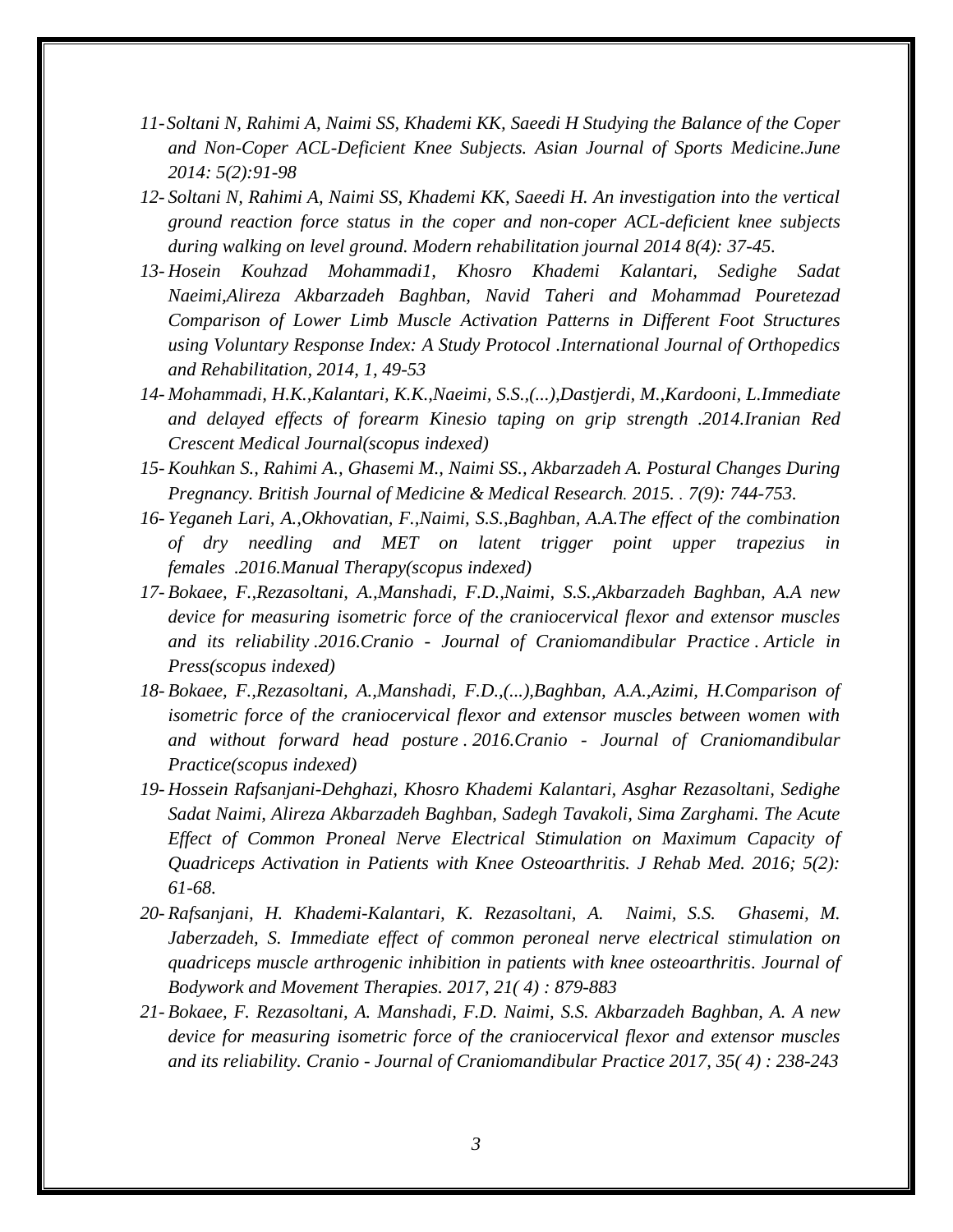11- *Soltani N, Rahimi A, Naimi SS, Khademi KK, Saeedi H Studying the Balance of the Coper and Non-Coper ACL-Deficient Knee Subjects. Asian Journal of Sports Medicine.June 2014: 5(2):91-98*

12- *Soltani N, Rahimi A, Naimi SS, Khademi KK, Saeedi H. An investigation into the vertical ground reaction force status in the coper and non-coper ACL-deficient knee subjects during walking on level ground. Modern rehabilitation journal 2014 8(4): 37-45.*

13- *Hosein Kouhzad Mohammadi1, Khosro Khademi Kalantari, Sedighe Sadat Naeimi,Alireza Akbarzadeh Baghban, Navid Taheri and Mohammad Pouretezad Comparison of Lower Limb Muscle Activation Patterns in Different Foot Structures using Voluntary Response Index: A Study Protocol .International Journal of Orthopedics and Rehabilitation, 2014, 1, 49-53*

14- *Mohammadi, H.K.,Kalantari, K.K.,Naeimi, S.S.,(...),Dastjerdi, M.,Kardooni, L.Immediate and delayed effects of forearm Kinesio taping on grip strength .2014.Iranian Red Crescent Medical Journal(scopus indexed)*

15- *Kouhkan S., Rahimi A., Ghasemi M., Naimi SS., Akbarzadeh A. Postural Changes During Pregnancy. British Journal of Medicine & Medical Research. 2015. . 7(9): 744-753.*

16- *Yeganeh Lari, A.,Okhovatian, F.,Naimi, S.S.,Baghban, A.A.The effect of the combination of dry needling and MET on latent trigger point upper trapezius in females .2016.Manual Therapy(scopus indexed)*

17- *Bokaee, F.,Rezasoltani, A.,Manshadi, F.D.,Naimi, S.S.,Akbarzadeh Baghban, A.A new device for measuring isometric force of the craniocervical flexor and extensor muscles and its reliability .2016.Cranio - Journal of Craniomandibular Practice . Article in Press(scopus indexed)*

18- *Bokaee, F.,Rezasoltani, A.,Manshadi, F.D.,(...),Baghban, A.A.,Azimi, H.Comparison of isometric force of the craniocervical flexor and extensor muscles between women with and without forward head posture . 2016.Cranio - Journal of Craniomandibular Practice(scopus indexed)*

19- *Hossein Rafsanjani-Dehghazi, Khosro Khademi Kalantari, Asghar Rezasoltani, Sedighe Sadat Naimi, Alireza Akbarzadeh Baghban, Sadegh Tavakoli, Sima Zarghami. The Acute Effect of Common Proneal Nerve Electrical Stimulation on Maximum Capacity of Quadriceps Activation in Patients with Knee Osteoarthritis. J Rehab Med. 2016; 5(2): 61-68.*

20- *Rafsanjani, H. Khademi-Kalantari, K. Rezasoltani, A. Naimi, S.S. Ghasemi, M. Jaberzadeh, S. Immediate effect of common peroneal nerve electrical stimulation on quadriceps muscle arthrogenic inhibition in patients with knee osteoarthritis. Journal of Bodywork and Movement Therapies. 2017, 21( 4) : 879-883*

21- *Bokaee, F. Rezasoltani, A. Manshadi, F.D. Naimi, S.S. Akbarzadeh Baghban, A. A new device for measuring isometric force of the craniocervical flexor and extensor muscles and its reliability. Cranio - Journal of Craniomandibular Practice 2017, 35( 4) : 238-243*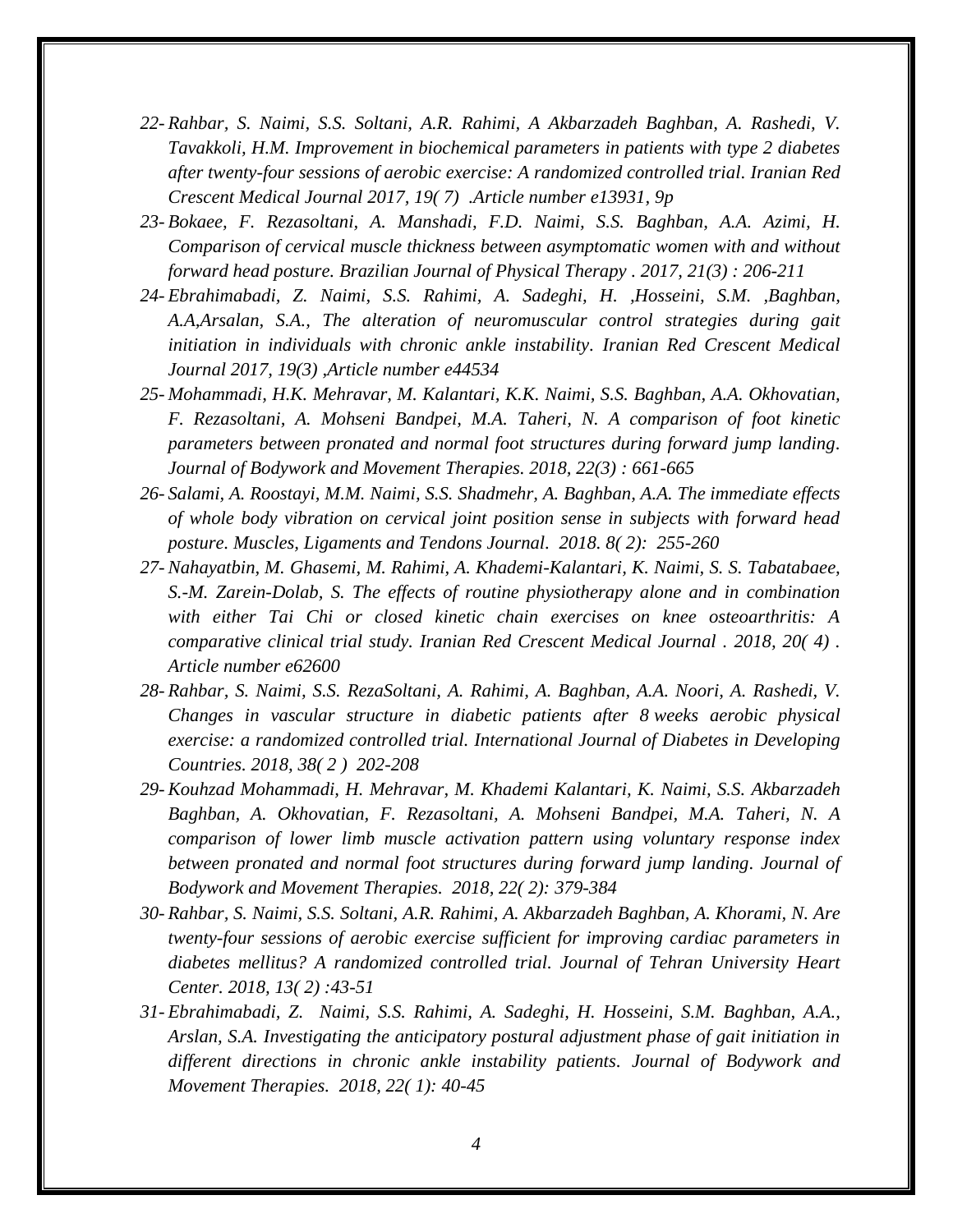*22- Rahbar, S. Naimi, S.S. Soltani, A.R. Rahimi, A Akbarzadeh Baghban, A. Rashedi, V. Tavakkoli, H.M. Improvement in biochemical parameters in patients with type 2 diabetes after twenty-four sessions of aerobic exercise: A randomized controlled trial. Iranian Red Crescent Medical Journal 2017, 19( 7) .Article number e13931, 9p*

*23- Bokaee, F. Rezasoltani, A. Manshadi, F.D. Naimi, S.S. Baghban, A.A. Azimi, H. Comparison of cervical muscle thickness between asymptomatic women with and without forward head posture. Brazilian Journal of Physical Therapy . 2017, 21(3) : 206-211*

*24- Ebrahimabadi, Z. Naimi, S.S. Rahimi, A. Sadeghi, H. ,Hosseini, S.M. ,Baghban, A.A,Arsalan, S.A., The alteration of neuromuscular control strategies during gait initiation in individuals with chronic ankle instability. Iranian Red Crescent Medical Journal 2017, 19(3) ,Article number e44534*

*25- Mohammadi, H.K. Mehravar, M. Kalantari, K.K. Naimi, S.S. Baghban, A.A. Okhovatian, F. Rezasoltani, A. Mohseni Bandpei, M.A. Taheri, N. A comparison of foot kinetic parameters between pronated and normal foot structures during forward jump landing. Journal of Bodywork and Movement Therapies. 2018, 22(3) : 661-665*

*26- Salami, A. Roostayi, M.M. Naimi, S.S. Shadmehr, A. Baghban, A.A. The immediate effects of whole body vibration on cervical joint position sense in subjects with forward head posture. Muscles, Ligaments and Tendons Journal. 2018. 8( 2): 255-260*

*27- Nahayatbin, M. Ghasemi, M. Rahimi, A. Khademi-Kalantari, K. Naimi, S. S. Tabatabaee, S.-M. Zarein-Dolab, S. The effects of routine physiotherapy alone and in combination with either Tai Chi or closed kinetic chain exercises on knee osteoarthritis: A comparative clinical trial study. Iranian Red Crescent Medical Journal . 2018, 20( 4) . Article number e62600*

*28- Rahbar, S. Naimi, S.S. RezaSoltani, A. Rahimi, A. Baghban, A.A. Noori, A. Rashedi, V. Changes in vascular structure in diabetic patients after 8 weeks aerobic physical exercise: a randomized controlled trial. International Journal of Diabetes in Developing Countries. 2018, 38( 2 ) 202-208*

*29- Kouhzad Mohammadi, H. Mehravar, M. Khademi Kalantari, K. Naimi, S.S. Akbarzadeh Baghban, A. Okhovatian, F. Rezasoltani, A. Mohseni Bandpei, M.A. Taheri, N. A comparison of lower limb muscle activation pattern using voluntary response index between pronated and normal foot structures during forward jump landing. Journal of Bodywork and Movement Therapies. 2018, 22( 2): 379-384*

*30- Rahbar, S. Naimi, S.S. Soltani, A.R. Rahimi, A. Akbarzadeh Baghban, A. Khorami, N. Are twenty-four sessions of aerobic exercise sufficient for improving cardiac parameters in diabetes mellitus? A randomized controlled trial. Journal of Tehran University Heart Center. 2018, 13( 2) :43-51*

*31- Ebrahimabadi, Z. Naimi, S.S. Rahimi, A. Sadeghi, H. Hosseini, S.M. Baghban, A.A., Arslan, S.A. Investigating the anticipatory postural adjustment phase of gait initiation in different directions in chronic ankle instability patients. Journal of Bodywork and Movement Therapies. 2018, 22( 1): 40-45*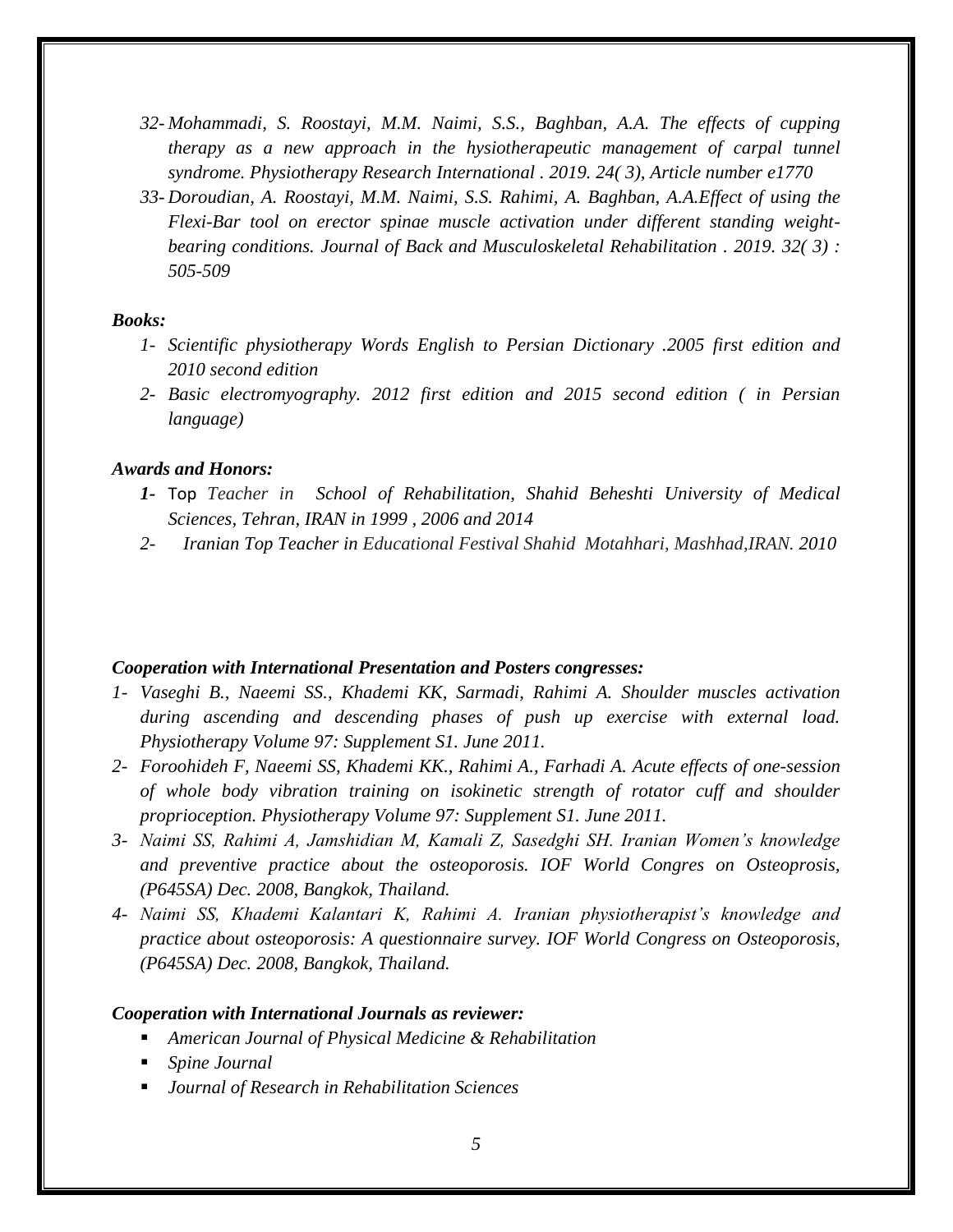32- *Mohammadi, S. Roostayi, M.M. Naimi, S.S., Baghban, A.A. The effects of cupping therapy as a new approach in the hysiotherapeutic management of carpal tunnel syndrome. Physiotherapy Research International . 2019. 24( 3), Article number e1770*

33- *Doroudian, A. Roostayi, M.M. Naimi, S.S. Rahimi, A. Baghban, A.A.Effect of using the Flexi-Bar tool on erector spinae muscle activation under different standing weight-bearing conditions. Journal of Back and Musculoskeletal Rehabilitation . 2019. 32( 3) : 505-509*

***Books:***

1- *Scientific physiotherapy Words English to Persian Dictionary .2005 first edition and 2010 second edition*

2- *Basic electromyography. 2012 first edition and 2015 second edition ( in Persian language)*

***Awards and Honors:***

***1-*** Top *Teacher in School of Rehabilitation, Shahid Beheshti University of Medical Sciences, Tehran, IRAN in 1999 , 2006 and 2014*

2- *Iranian Top Teacher in Educational Festival Shahid Motahhari, Mashhad,IRAN. 2010*

***Cooperation with International Presentation and Posters congresses:***

1- *Vaseghi B., Naeemi SS., Khademi KK, Sarmadi, Rahimi A. Shoulder muscles activation during ascending and descending phases of push up exercise with external load. Physiotherapy Volume 97: Supplement S1. June 2011.*

2- *Foroohideh F, Naeemi SS, Khademi KK., Rahimi A., Farhadi A. Acute effects of one-session of whole body vibration training on isokinetic strength of rotator cuff and shoulder proprioception. Physiotherapy Volume 97: Supplement S1. June 2011.*

3- *Naimi SS, Rahimi A, Jamshidian M, Kamali Z, Sasedghi SH. Iranian Women's knowledge and preventive practice about the osteoporosis. IOF World Congres on Osteoprosis, (P645SA) Dec. 2008, Bangkok, Thailand.*

4- *Naimi SS, Khademi Kalantari K, Rahimi A. Iranian physiotherapist's knowledge and practice about osteoporosis: A questionnaire survey. IOF World Congress on Osteoporosis, (P645SA) Dec. 2008, Bangkok, Thailand.*

***Cooperation with International Journals as reviewer:***

- *American Journal of Physical Medicine & Rehabilitation*
- *Spine Journal*
- *Journal of Research in Rehabilitation Sciences*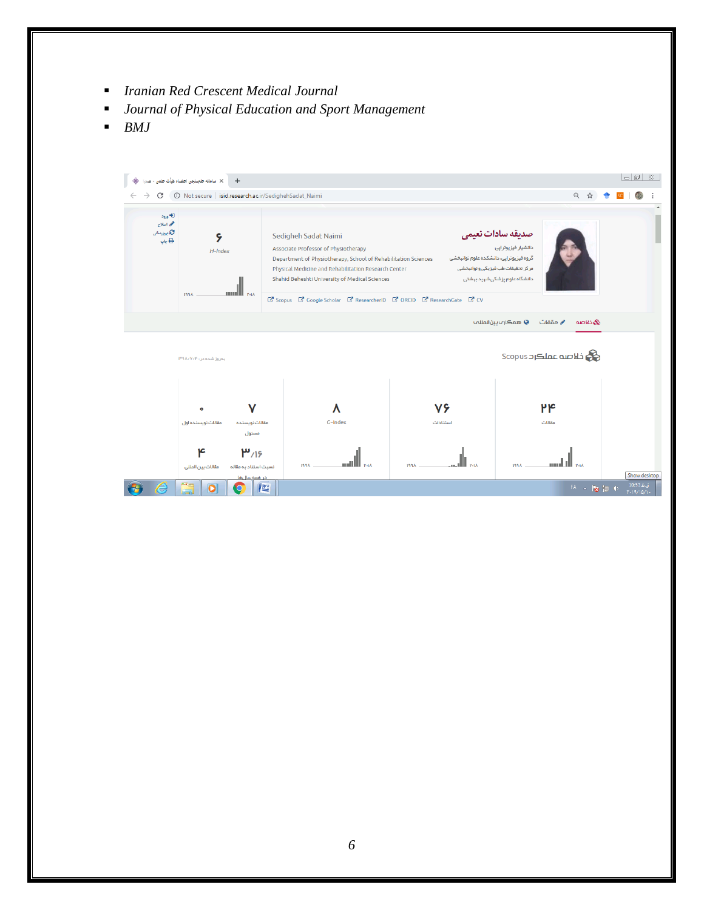- *Iranian Red Crescent Medical Journal*
- *Journal of Physical Education and Sport Management*
- *BMJ*